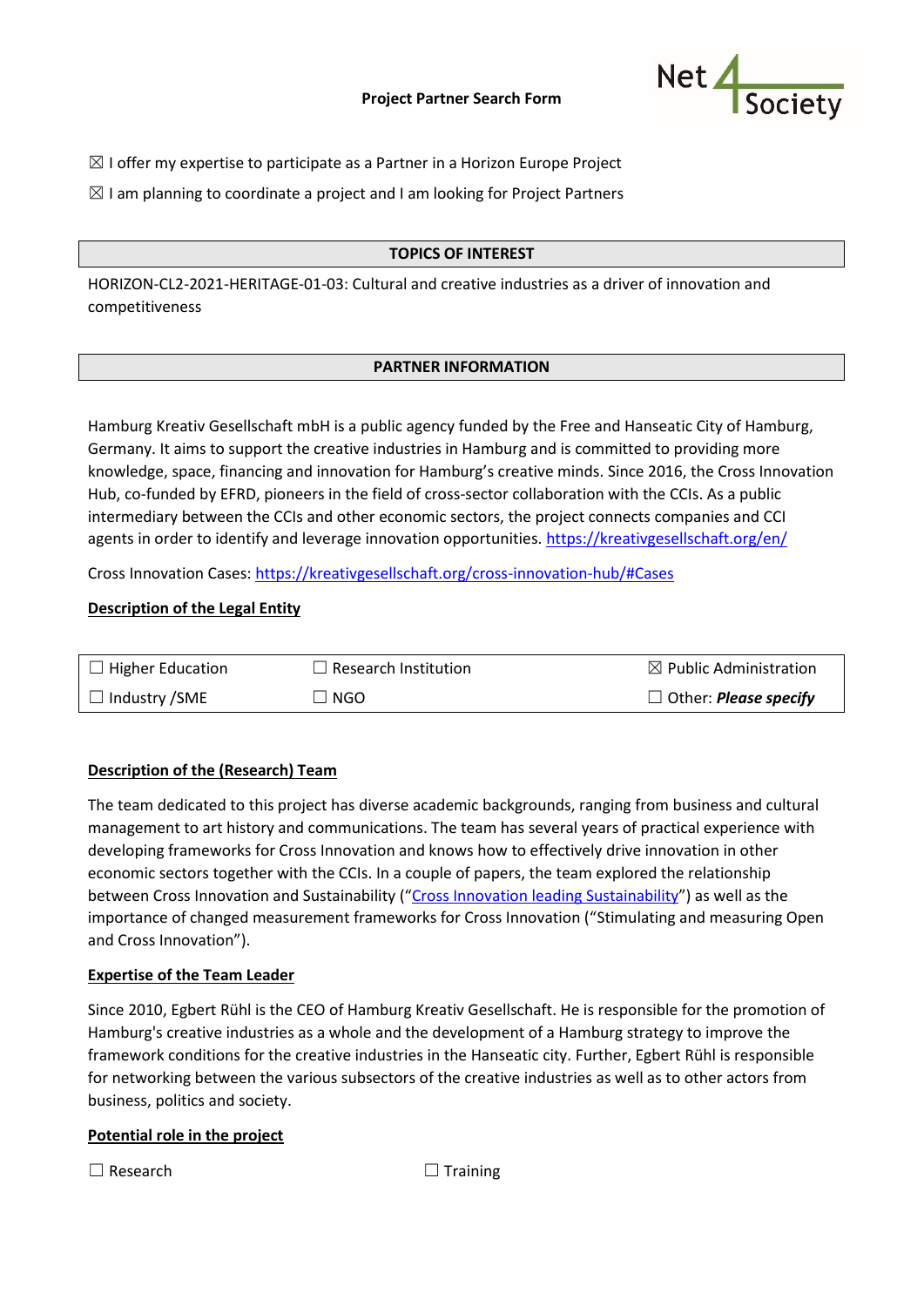**Project Partner Search Form**

☒ I offer my expertise to participate as a Partner in a Horizon Europe Project

☒ I am planning to coordinate a project and I am looking for Project Partners

## TOPICS OF INTEREST

HORIZON-CL2-2021-HERITAGE-01-03: Cultural and creative industries as a driver of innovation and competitiveness

## PARTNER INFORMATION

Hamburg Kreativ Gesellschaft mbH is a public agency funded by the Free and Hanseatic City of Hamburg, Germany. It aims to support the creative industries in Hamburg and is committed to providing more knowledge, space, financing and innovation for Hamburg's creative minds. Since 2016, the Cross Innovation Hub, co-funded by EFRD, pioneers in the field of cross-sector collaboration with the CCIs. As a public intermediary between the CCIs and other economic sectors, the project connects companies and CCI agents in order to identify and leverage innovation opportunities. https://kreativgesellschaft.org/en/

Cross Innovation Cases: https://kreativgesellschaft.org/cross-innovation-hub/#Cases

**Description of the Legal Entity**

| | | |
|---|---|---|
| ☐ Higher Education | ☐ Research Institution | ☒ Public Administration |
| ☐ Industry /SME | ☐ NGO | ☐ Other: ***Please specify*** |

**Description of the (Research) Team**

The team dedicated to this project has diverse academic backgrounds, ranging from business and cultural management to art history and communications. The team has several years of practical experience with developing frameworks for Cross Innovation and knows how to effectively drive innovation in other economic sectors together with the CCIs. In a couple of papers, the team explored the relationship between Cross Innovation and Sustainability ("Cross Innovation leading Sustainability") as well as the importance of changed measurement frameworks for Cross Innovation ("Stimulating and measuring Open and Cross Innovation").

**Expertise of the Team Leader**

Since 2010, Egbert Rühl is the CEO of Hamburg Kreativ Gesellschaft. He is responsible for the promotion of Hamburg's creative industries as a whole and the development of a Hamburg strategy to improve the framework conditions for the creative industries in the Hanseatic city. Further, Egbert Rühl is responsible for networking between the various subsectors of the creative industries as well as to other actors from business, politics and society.

**Potential role in the project**

☐ Research

☐ Training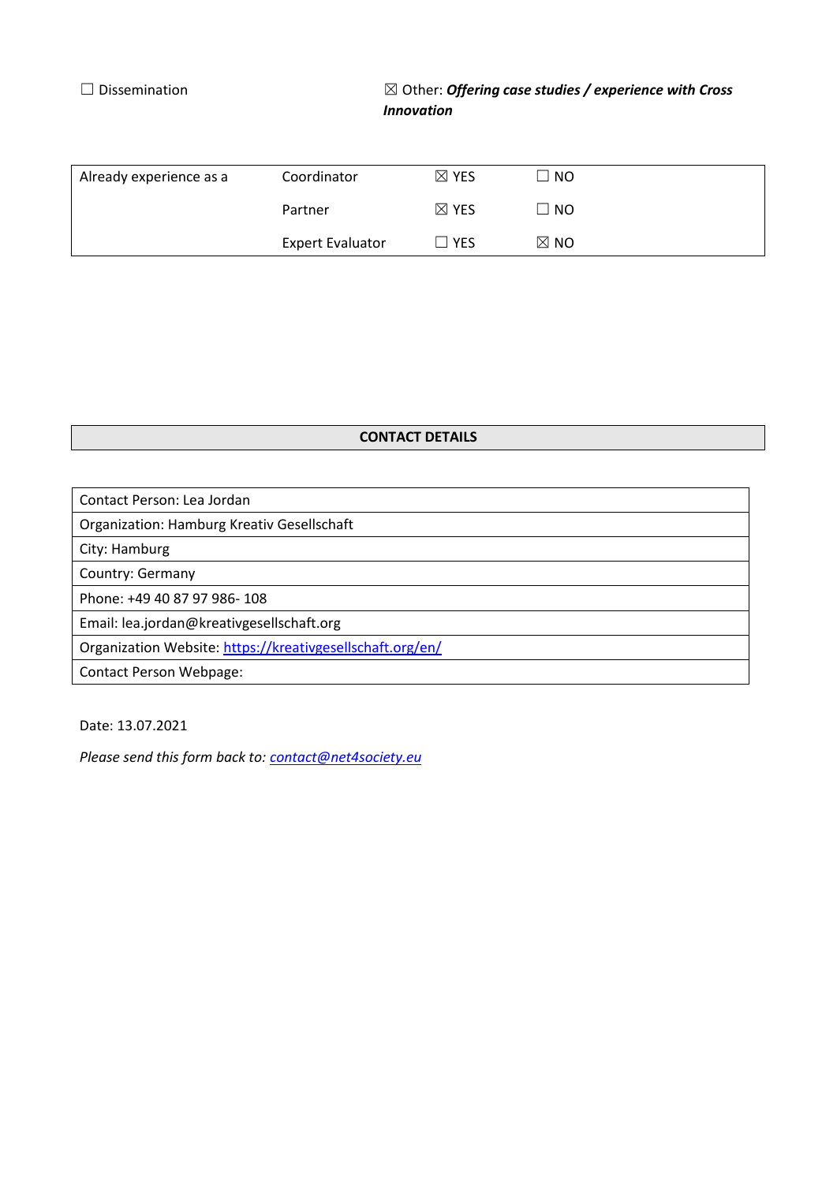☐ Dissemination ☒ Other: ***Offering case studies / experience with Cross Innovation***

| | | | |
|---|---|---|---|
| Already experience as a | Coordinator | ☒ YES | ☐ NO |
| | Partner | ☒ YES | ☐ NO |
| | Expert Evaluator | ☐ YES | ☒ NO |

| CONTACT DETAILS |
|---|

| |
|---|
| Contact Person: Lea Jordan |
| Organization: Hamburg Kreativ Gesellschaft |
| City: Hamburg |
| Country: Germany |
| Phone: +49 40 87 97 986- 108 |
| Email: lea.jordan@kreativgesellschaft.org |
| Organization Website: https://kreativgesellschaft.org/en/ |
| Contact Person Webpage: |

Date: 13.07.2021

*Please send this form back to: contact@net4society.eu*